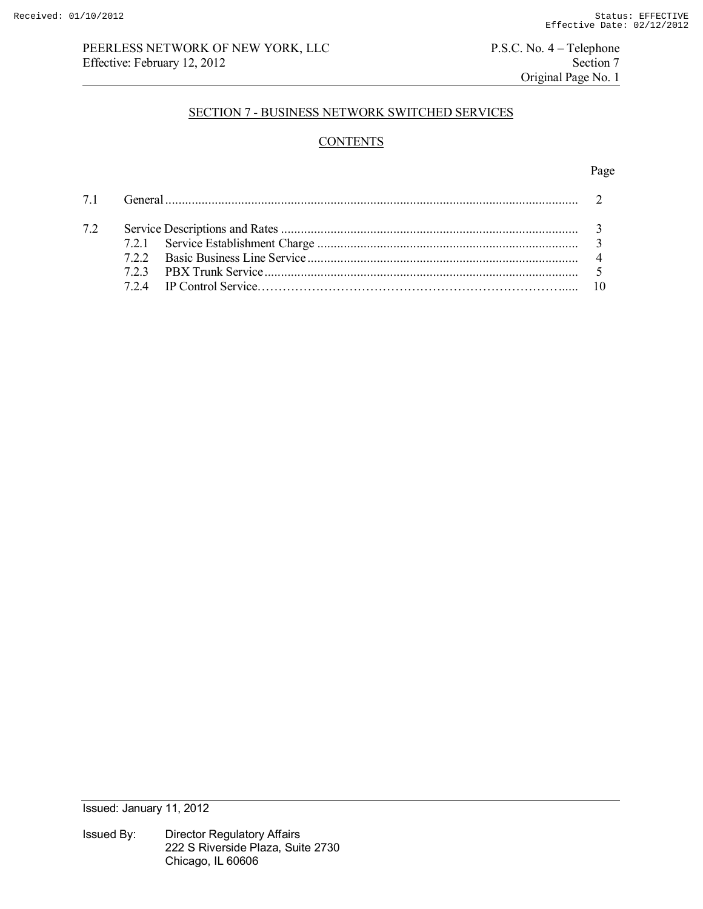## SECTION 7 - BUSINESS NETWORK SWITCHED SERVICES

### CONTENTS

| | | Page |
|---|---|---|
| 7.1 | General | 2 |
| 7.2 | Service Descriptions and Rates | 3 |
| | 7.2.1 Service Establishment Charge | 3 |
| | 7.2.2 Basic Business Line Service | 4 |
| | 7.2.3 PBX Trunk Service | 5 |
| | 7.2.4 IP Control Service | 10 |

Issued: January 11, 2012

Issued By: Director Regulatory Affairs
222 S Riverside Plaza, Suite 2730
Chicago, IL 60606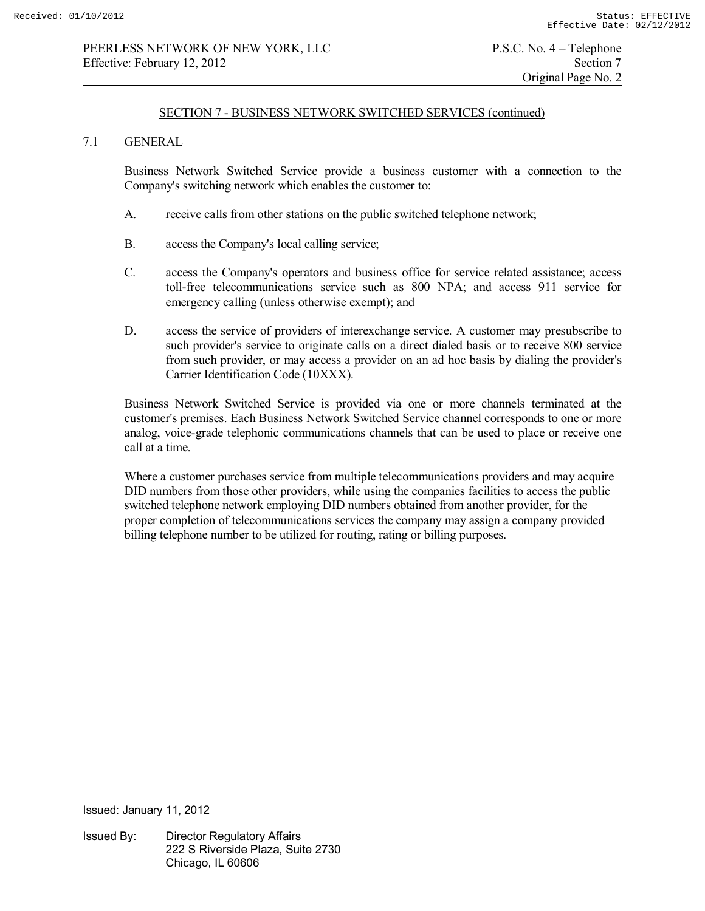## SECTION 7 - BUSINESS NETWORK SWITCHED SERVICES (continued)

### 7.1 GENERAL

Business Network Switched Service provide a business customer with a connection to the Company's switching network which enables the customer to:

A. receive calls from other stations on the public switched telephone network;

B. access the Company's local calling service;

C. access the Company's operators and business office for service related assistance; access toll-free telecommunications service such as 800 NPA; and access 911 service for emergency calling (unless otherwise exempt); and

D. access the service of providers of interexchange service. A customer may presubscribe to such provider's service to originate calls on a direct dialed basis or to receive 800 service from such provider, or may access a provider on an ad hoc basis by dialing the provider's Carrier Identification Code (10XXX).

Business Network Switched Service is provided via one or more channels terminated at the customer's premises. Each Business Network Switched Service channel corresponds to one or more analog, voice-grade telephonic communications channels that can be used to place or receive one call at a time.

Where a customer purchases service from multiple telecommunications providers and may acquire DID numbers from those other providers, while using the companies facilities to access the public switched telephone network employing DID numbers obtained from another provider, for the proper completion of telecommunications services the company may assign a company provided billing telephone number to be utilized for routing, rating or billing purposes.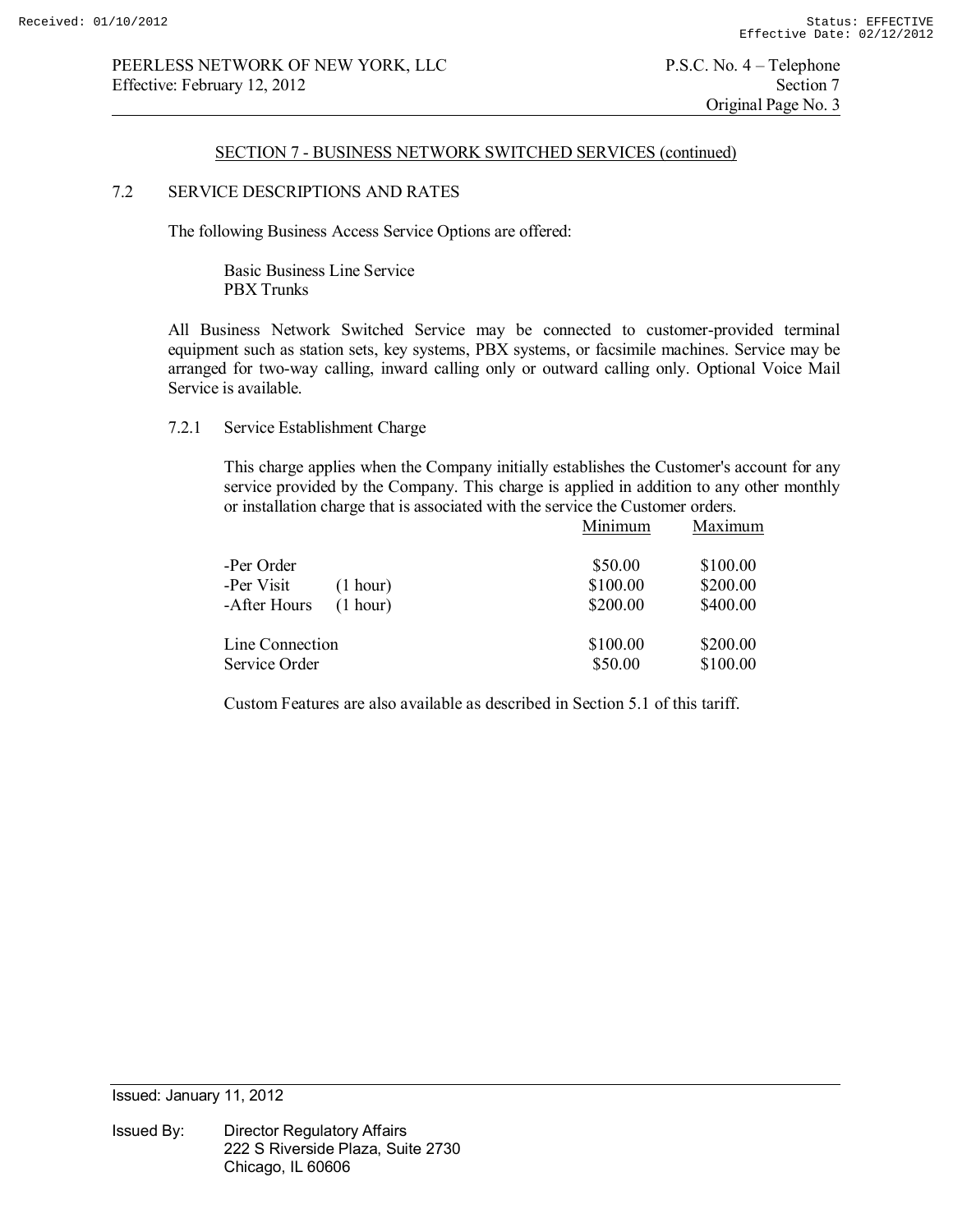## SECTION 7 - BUSINESS NETWORK SWITCHED SERVICES (continued)

### 7.2 SERVICE DESCRIPTIONS AND RATES

The following Business Access Service Options are offered:

Basic Business Line Service
PBX Trunks

All Business Network Switched Service may be connected to customer-provided terminal equipment such as station sets, key systems, PBX systems, or facsimile machines. Service may be arranged for two-way calling, inward calling only or outward calling only. Optional Voice Mail Service is available.

#### 7.2.1 Service Establishment Charge

This charge applies when the Company initially establishes the Customer's account for any service provided by the Company. This charge is applied in addition to any other monthly or installation charge that is associated with the service the Customer orders.

| | | Minimum | Maximum |
|---|---|---|---|
| -Per Order | | $50.00 | $100.00 |
| -Per Visit | (1 hour) | $100.00 | $200.00 |
| -After Hours | (1 hour) | $200.00 | $400.00 |
| Line Connection | | $100.00 | $200.00 |
| Service Order | | $50.00 | $100.00 |

Custom Features are also available as described in Section 5.1 of this tariff.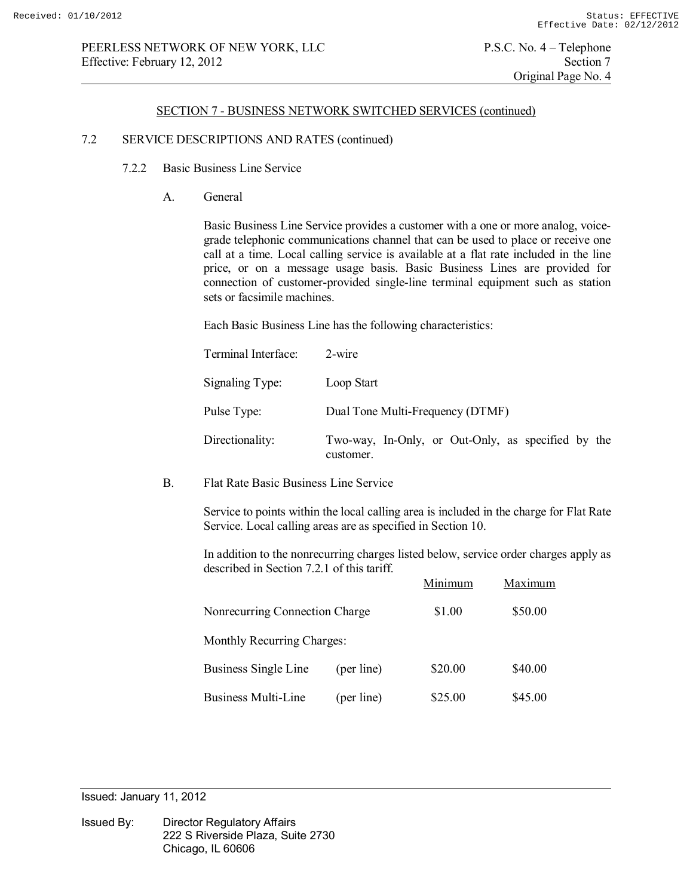## SECTION 7 - BUSINESS NETWORK SWITCHED SERVICES (continued)

### 7.2 SERVICE DESCRIPTIONS AND RATES (continued)

#### 7.2.2 Basic Business Line Service

**A. General**

Basic Business Line Service provides a customer with a one or more analog, voice-grade telephonic communications channel that can be used to place or receive one call at a time. Local calling service is available at a flat rate included in the line price, or on a message usage basis. Basic Business Lines are provided for connection of customer-provided single-line terminal equipment such as station sets or facsimile machines.

Each Basic Business Line has the following characteristics:

| | |
|---|---|
| Terminal Interface: | 2-wire |
| Signaling Type: | Loop Start |
| Pulse Type: | Dual Tone Multi-Frequency (DTMF) |
| Directionality: | Two-way, In-Only, or Out-Only, as specified by the customer. |

**B. Flat Rate Basic Business Line Service**

Service to points within the local calling area is included in the charge for Flat Rate Service. Local calling areas are as specified in Section 10.

In addition to the nonrecurring charges listed below, service order charges apply as described in Section 7.2.1 of this tariff.

| | | Minimum | Maximum |
|---|---|---|---|
| Nonrecurring Connection Charge | | $1.00 | $50.00 |
| Monthly Recurring Charges: | | | |
| Business Single Line | (per line) | $20.00 | $40.00 |
| Business Multi-Line | (per line) | $25.00 | $45.00 |

Issued: January 11, 2012

Issued By: Director Regulatory Affairs
222 S Riverside Plaza, Suite 2730
Chicago, IL 60606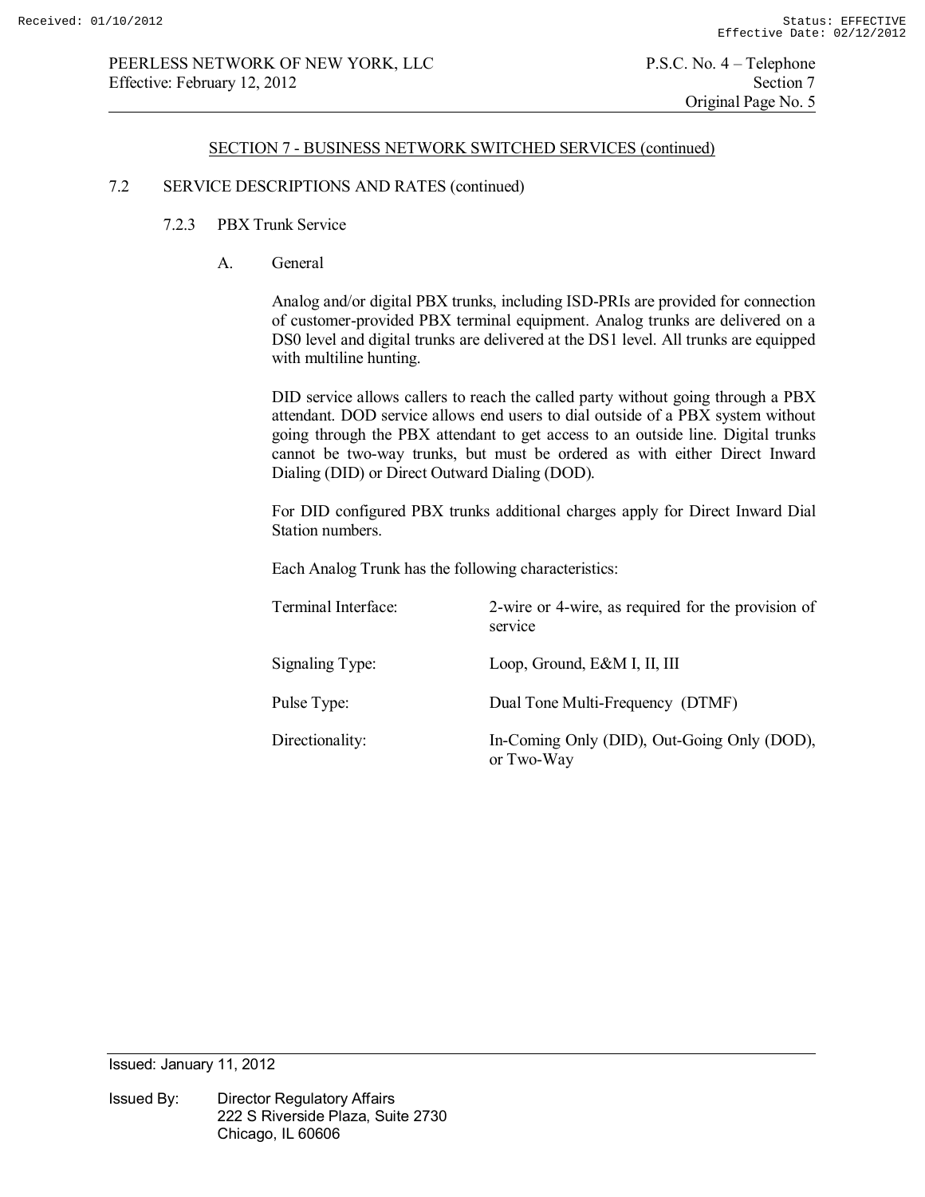## SECTION 7 - BUSINESS NETWORK SWITCHED SERVICES (continued)

### 7.2 SERVICE DESCRIPTIONS AND RATES (continued)

#### 7.2.3 PBX Trunk Service

**A. General**

Analog and/or digital PBX trunks, including ISD-PRIs are provided for connection of customer-provided PBX terminal equipment. Analog trunks are delivered on a DS0 level and digital trunks are delivered at the DS1 level. All trunks are equipped with multiline hunting.

DID service allows callers to reach the called party without going through a PBX attendant. DOD service allows end users to dial outside of a PBX system without going through the PBX attendant to get access to an outside line. Digital trunks cannot be two-way trunks, but must be ordered as with either Direct Inward Dialing (DID) or Direct Outward Dialing (DOD).

For DID configured PBX trunks additional charges apply for Direct Inward Dial Station numbers.

Each Analog Trunk has the following characteristics:

| | |
|---|---|
| Terminal Interface: | 2-wire or 4-wire, as required for the provision of service |
| Signaling Type: | Loop, Ground, E&M I, II, III |
| Pulse Type: | Dual Tone Multi-Frequency (DTMF) |
| Directionality: | In-Coming Only (DID), Out-Going Only (DOD), or Two-Way |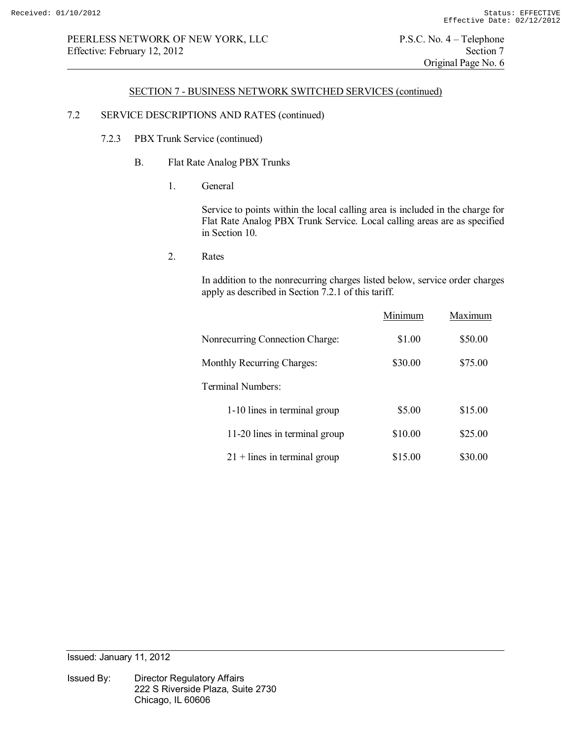## SECTION 7 - BUSINESS NETWORK SWITCHED SERVICES (continued)

### 7.2 SERVICE DESCRIPTIONS AND RATES (continued)

#### 7.2.3 PBX Trunk Service (continued)

##### B. Flat Rate Analog PBX Trunks

1. General

   Service to points within the local calling area is included in the charge for Flat Rate Analog PBX Trunk Service. Local calling areas are as specified in Section 10.

2. Rates

   In addition to the nonrecurring charges listed below, service order charges apply as described in Section 7.2.1 of this tariff.

| | Minimum | Maximum |
|---|---|---|
| Nonrecurring Connection Charge: | $1.00 | $50.00 |
| Monthly Recurring Charges: | $30.00 | $75.00 |
| Terminal Numbers: | | |
| 1-10 lines in terminal group | $5.00 | $15.00 |
| 11-20 lines in terminal group | $10.00 | $25.00 |
| 21 + lines in terminal group | $15.00 | $30.00 |

Issued: January 11, 2012

Issued By: Director Regulatory Affairs
222 S Riverside Plaza, Suite 2730
Chicago, IL 60606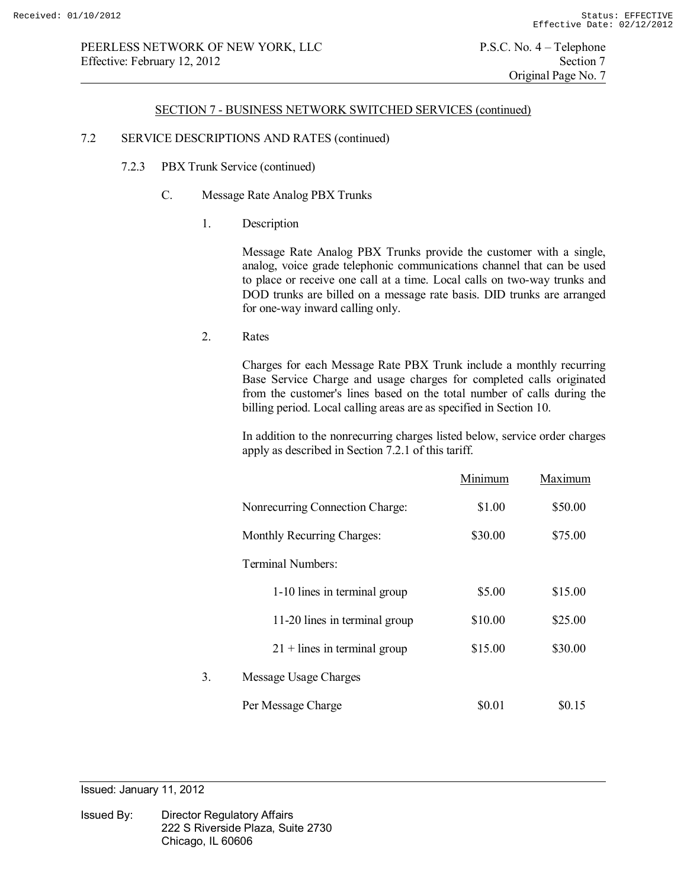## SECTION 7 - BUSINESS NETWORK SWITCHED SERVICES (continued)

7.2 SERVICE DESCRIPTIONS AND RATES (continued)

7.2.3 PBX Trunk Service (continued)

C. Message Rate Analog PBX Trunks

1. Description

Message Rate Analog PBX Trunks provide the customer with a single, analog, voice grade telephonic communications channel that can be used to place or receive one call at a time. Local calls on two-way trunks and DOD trunks are billed on a message rate basis. DID trunks are arranged for one-way inward calling only.

2. Rates

Charges for each Message Rate PBX Trunk include a monthly recurring Base Service Charge and usage charges for completed calls originated from the customer's lines based on the total number of calls during the billing period. Local calling areas are as specified in Section 10.

In addition to the nonrecurring charges listed below, service order charges apply as described in Section 7.2.1 of this tariff.

| | Minimum | Maximum |
|---|---|---|
| Nonrecurring Connection Charge: | $1.00 | $50.00 |
| Monthly Recurring Charges: | $30.00 | $75.00 |
| Terminal Numbers: | | |
| 1-10 lines in terminal group | $5.00 | $15.00 |
| 11-20 lines in terminal group | $10.00 | $25.00 |
| 21 + lines in terminal group | $15.00 | $30.00 |

3. Message Usage Charges

| | Minimum | Maximum |
|---|---|---|
| Per Message Charge | $0.01 | $0.15 |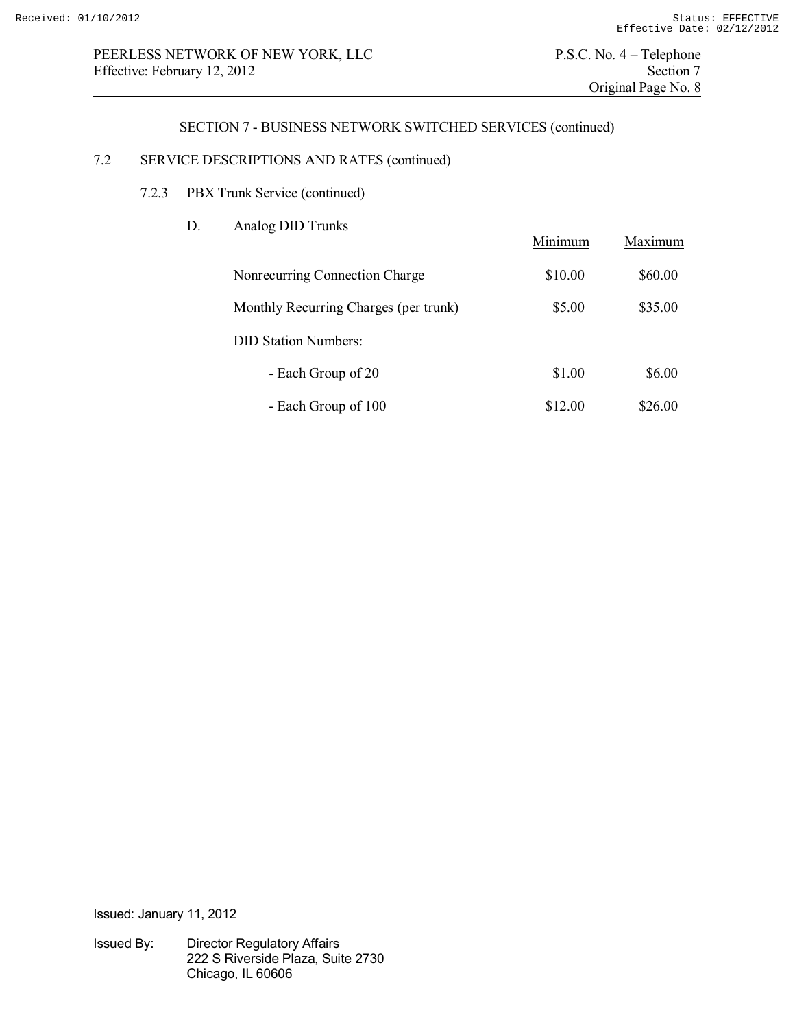## SECTION 7 - BUSINESS NETWORK SWITCHED SERVICES (continued)

### 7.2 SERVICE DESCRIPTIONS AND RATES (continued)

#### 7.2.3 PBX Trunk Service (continued)

D. Analog DID Trunks

| | Minimum | Maximum |
|---|---|---|
| Nonrecurring Connection Charge | $10.00 | $60.00 |
| Monthly Recurring Charges (per trunk) | $5.00 | $35.00 |
| DID Station Numbers: | | |
| - Each Group of 20 | $1.00 | $6.00 |
| - Each Group of 100 | $12.00 | $26.00 |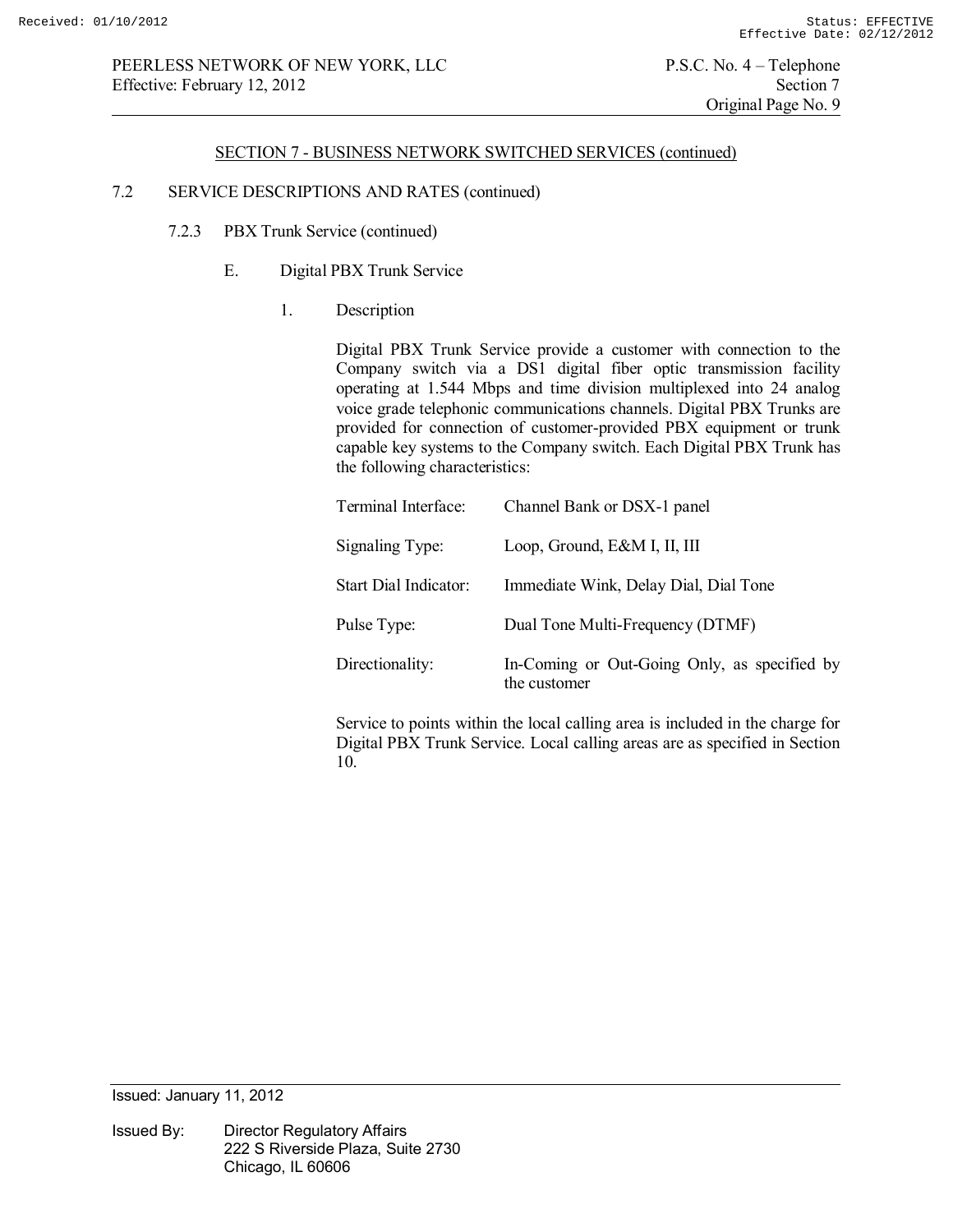## SECTION 7 - BUSINESS NETWORK SWITCHED SERVICES (continued)

7.2 SERVICE DESCRIPTIONS AND RATES (continued)

7.2.3 PBX Trunk Service (continued)

E. Digital PBX Trunk Service

1. Description

Digital PBX Trunk Service provide a customer with connection to the Company switch via a DS1 digital fiber optic transmission facility operating at 1.544 Mbps and time division multiplexed into 24 analog voice grade telephonic communications channels. Digital PBX Trunks are provided for connection of customer-provided PBX equipment or trunk capable key systems to the Company switch. Each Digital PBX Trunk has the following characteristics:

| | |
|---|---|
| Terminal Interface: | Channel Bank or DSX-1 panel |
| Signaling Type: | Loop, Ground, E&M I, II, III |
| Start Dial Indicator: | Immediate Wink, Delay Dial, Dial Tone |
| Pulse Type: | Dual Tone Multi-Frequency (DTMF) |
| Directionality: | In-Coming or Out-Going Only, as specified by the customer |

Service to points within the local calling area is included in the charge for Digital PBX Trunk Service. Local calling areas are as specified in Section 10.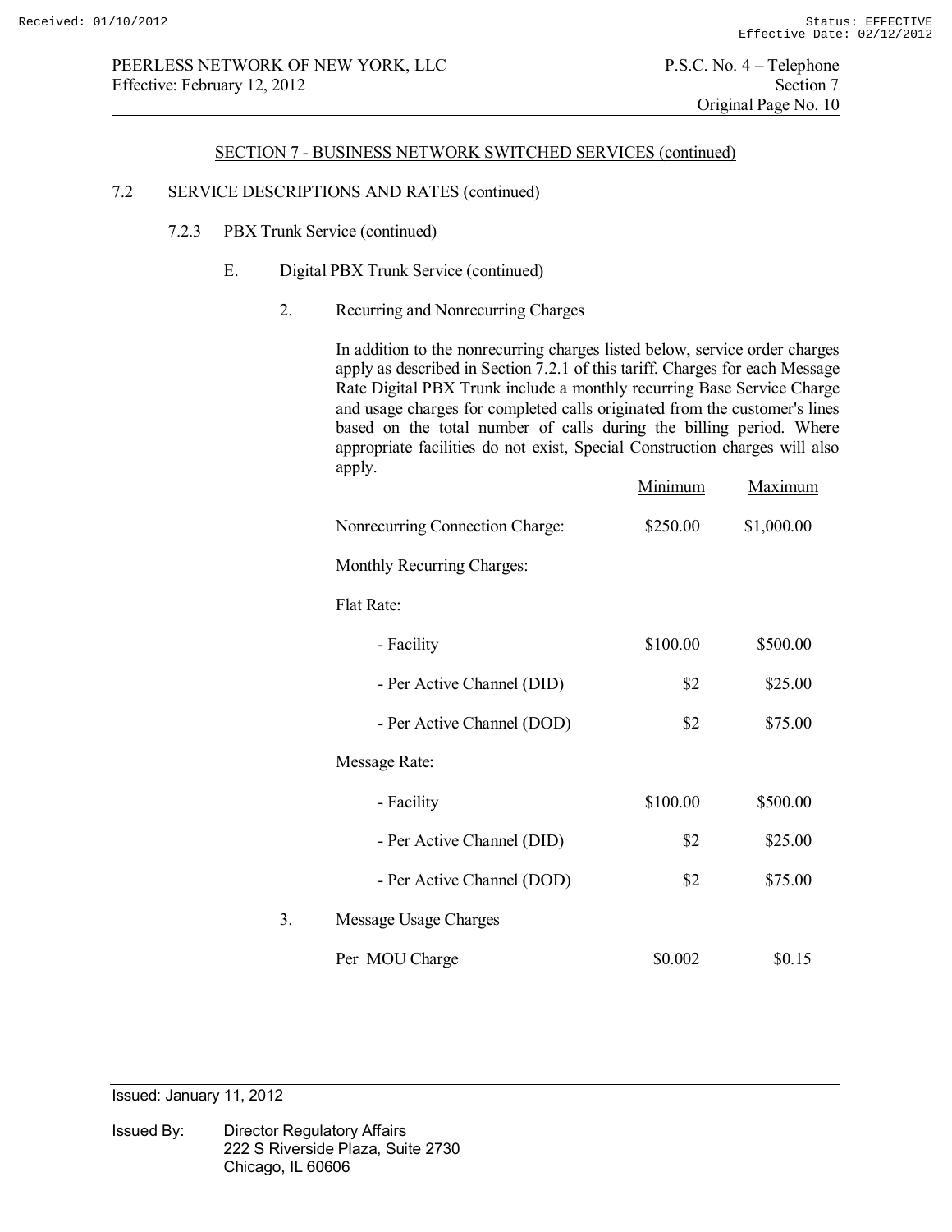## SECTION 7 - BUSINESS NETWORK SWITCHED SERVICES (continued)

7.2 SERVICE DESCRIPTIONS AND RATES (continued)

7.2.3 PBX Trunk Service (continued)

E. Digital PBX Trunk Service (continued)

2. Recurring and Nonrecurring Charges

In addition to the nonrecurring charges listed below, service order charges apply as described in Section 7.2.1 of this tariff. Charges for each Message Rate Digital PBX Trunk include a monthly recurring Base Service Charge and usage charges for completed calls originated from the customer's lines based on the total number of calls during the billing period. Where appropriate facilities do not exist, Special Construction charges will also apply.

| | Minimum | Maximum |
|---|---|---|
| Nonrecurring Connection Charge: | $250.00 | $1,000.00 |
| Monthly Recurring Charges: | | |
| Flat Rate: | | |
| - Facility | $100.00 | $500.00 |
| - Per Active Channel (DID) | $2 | $25.00 |
| - Per Active Channel (DOD) | $2 | $75.00 |
| Message Rate: | | |
| - Facility | $100.00 | $500.00 |
| - Per Active Channel (DID) | $2 | $25.00 |
| - Per Active Channel (DOD) | $2 | $75.00 |

3. Message Usage Charges

| | Minimum | Maximum |
|---|---|---|
| Per MOU Charge | $0.002 | $0.15 |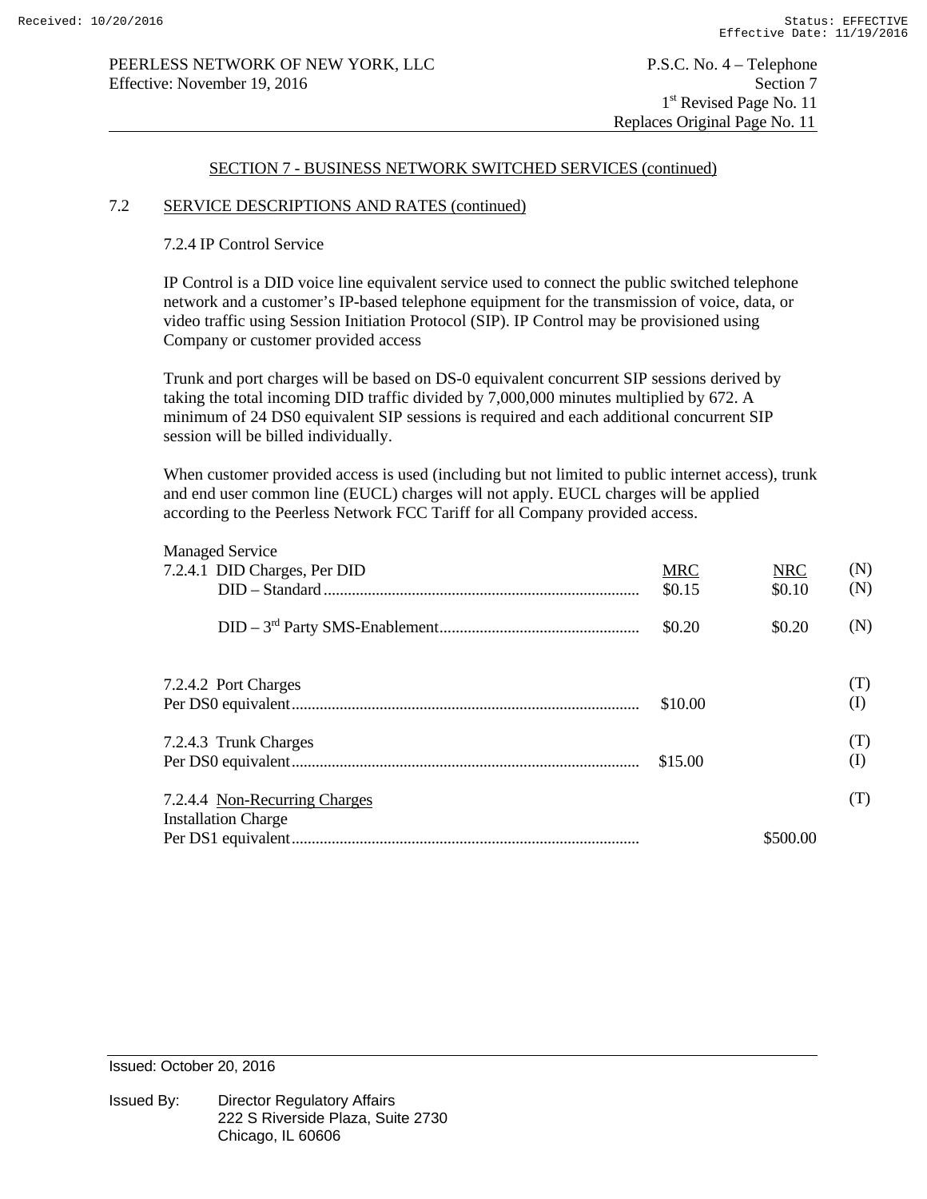## SECTION 7 - BUSINESS NETWORK SWITCHED SERVICES (continued)

### 7.2 SERVICE DESCRIPTIONS AND RATES (continued)

#### 7.2.4 IP Control Service

IP Control is a DID voice line equivalent service used to connect the public switched telephone network and a customer's IP-based telephone equipment for the transmission of voice, data, or video traffic using Session Initiation Protocol (SIP). IP Control may be provisioned using Company or customer provided access

Trunk and port charges will be based on DS-0 equivalent concurrent SIP sessions derived by taking the total incoming DID traffic divided by 7,000,000 minutes multiplied by 672. A minimum of 24 DS0 equivalent SIP sessions is required and each additional concurrent SIP session will be billed individually.

When customer provided access is used (including but not limited to public internet access), trunk and end user common line (EUCL) charges will not apply. EUCL charges will be applied according to the Peerless Network FCC Tariff for all Company provided access.

Managed Service

| | MRC | NRC | |
|---|---|---|---|
| 7.2.4.1 DID Charges, Per DID | | | (N) |
| DID – Standard | $0.15 | $0.10 | (N) |
| DID – 3rd Party SMS-Enablement | $0.20 | $0.20 | (N) |
| 7.2.4.2 Port Charges | | | (T) |
| Per DS0 equivalent | $10.00 | | (I) |
| 7.2.4.3 Trunk Charges | | | (T) |
| Per DS0 equivalent | $15.00 | | (I) |
| 7.2.4.4 Non-Recurring Charges | | | (T) |
| Installation Charge | | | |
| Per DS1 equivalent | | $500.00 | |

Issued: October 20, 2016

Issued By: Director Regulatory Affairs
222 S Riverside Plaza, Suite 2730
Chicago, IL 60606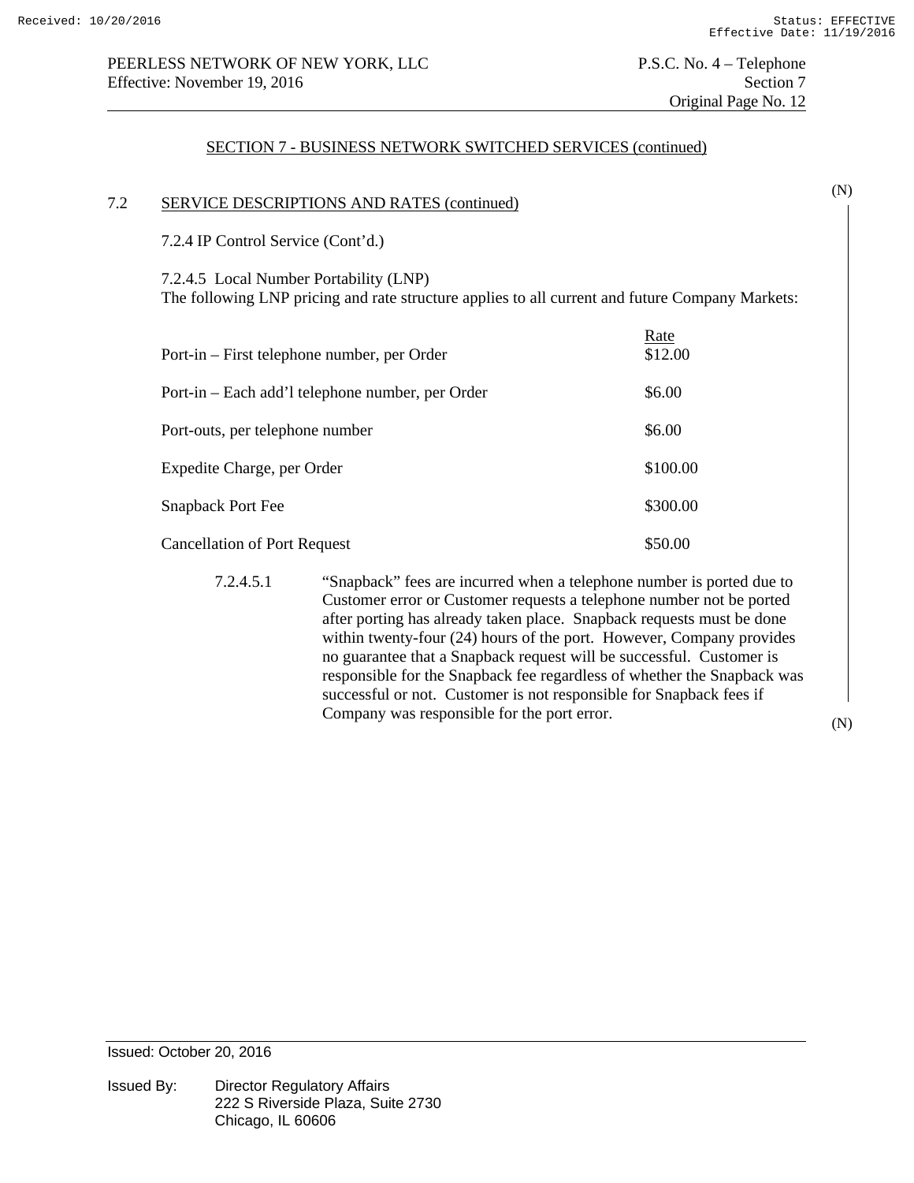## SECTION 7 - BUSINESS NETWORK SWITCHED SERVICES (continued)

(N)

### 7.2 SERVICE DESCRIPTIONS AND RATES (continued)

7.2.4 IP Control Service (Cont'd.)

7.2.4.5 Local Number Portability (LNP)
The following LNP pricing and rate structure applies to all current and future Company Markets:

| | Rate |
|---|---|
| Port-in – First telephone number, per Order | \$12.00 |
| Port-in – Each add'l telephone number, per Order | \$6.00 |
| Port-outs, per telephone number | \$6.00 |
| Expedite Charge, per Order | \$100.00 |
| Snapback Port Fee | \$300.00 |
| Cancellation of Port Request | \$50.00 |

7.2.4.5.1 "Snapback" fees are incurred when a telephone number is ported due to Customer error or Customer requests a telephone number not be ported after porting has already taken place. Snapback requests must be done within twenty-four (24) hours of the port. However, Company provides no guarantee that a Snapback request will be successful. Customer is responsible for the Snapback fee regardless of whether the Snapback was successful or not. Customer is not responsible for Snapback fees if Company was responsible for the port error.

(N)

Issued: October 20, 2016

Issued By: Director Regulatory Affairs
222 S Riverside Plaza, Suite 2730
Chicago, IL 60606